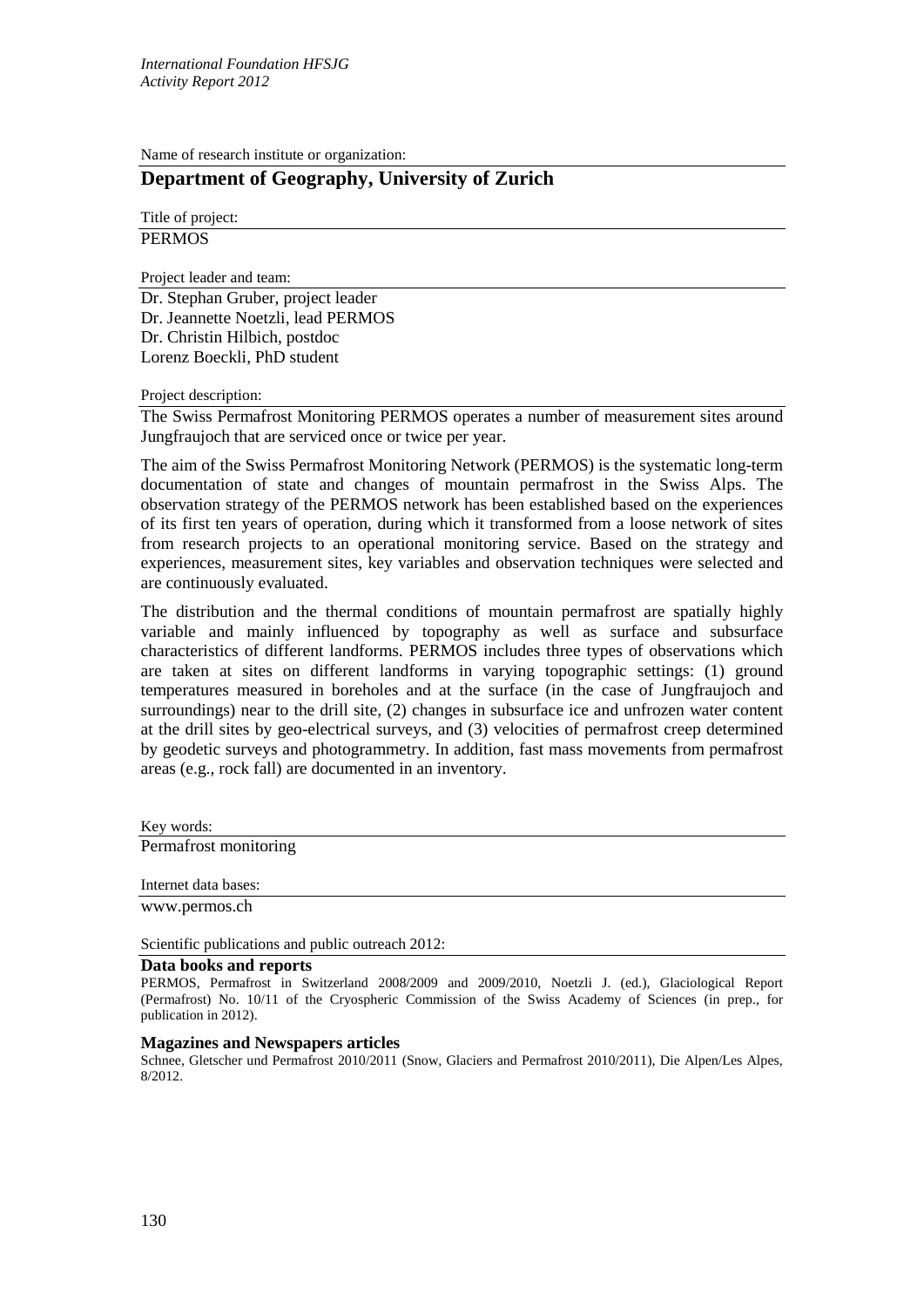Name of research institute or organization:

## Department of Geography, University of Zurich

Title of project:

PERMOS

Project leader and team:

Dr. Stephan Gruber, project leader
Dr. Jeannette Noetzli, lead PERMOS
Dr. Christin Hilbich, postdoc
Lorenz Boeckli, PhD student

Project description:

The Swiss Permafrost Monitoring PERMOS operates a number of measurement sites around Jungfraujoch that are serviced once or twice per year.

The aim of the Swiss Permafrost Monitoring Network (PERMOS) is the systematic long-term documentation of state and changes of mountain permafrost in the Swiss Alps. The observation strategy of the PERMOS network has been established based on the experiences of its first ten years of operation, during which it transformed from a loose network of sites from research projects to an operational monitoring service. Based on the strategy and experiences, measurement sites, key variables and observation techniques were selected and are continuously evaluated.

The distribution and the thermal conditions of mountain permafrost are spatially highly variable and mainly influenced by topography as well as surface and subsurface characteristics of different landforms. PERMOS includes three types of observations which are taken at sites on different landforms in varying topographic settings: (1) ground temperatures measured in boreholes and at the surface (in the case of Jungfraujoch and surroundings) near to the drill site, (2) changes in subsurface ice and unfrozen water content at the drill sites by geo-electrical surveys, and (3) velocities of permafrost creep determined by geodetic surveys and photogrammetry. In addition, fast mass movements from permafrost areas (e.g., rock fall) are documented in an inventory.

Key words:

Permafrost monitoring

Internet data bases:

www.permos.ch

Scientific publications and public outreach 2012:

**Data books and reports**

PERMOS, Permafrost in Switzerland 2008/2009 and 2009/2010, Noetzli J. (ed.), Glaciological Report (Permafrost) No. 10/11 of the Cryospheric Commission of the Swiss Academy of Sciences (in prep., for publication in 2012).

**Magazines and Newspapers articles**

Schnee, Gletscher und Permafrost 2010/2011 (Snow, Glaciers and Permafrost 2010/2011), Die Alpen/Les Alpes, 8/2012.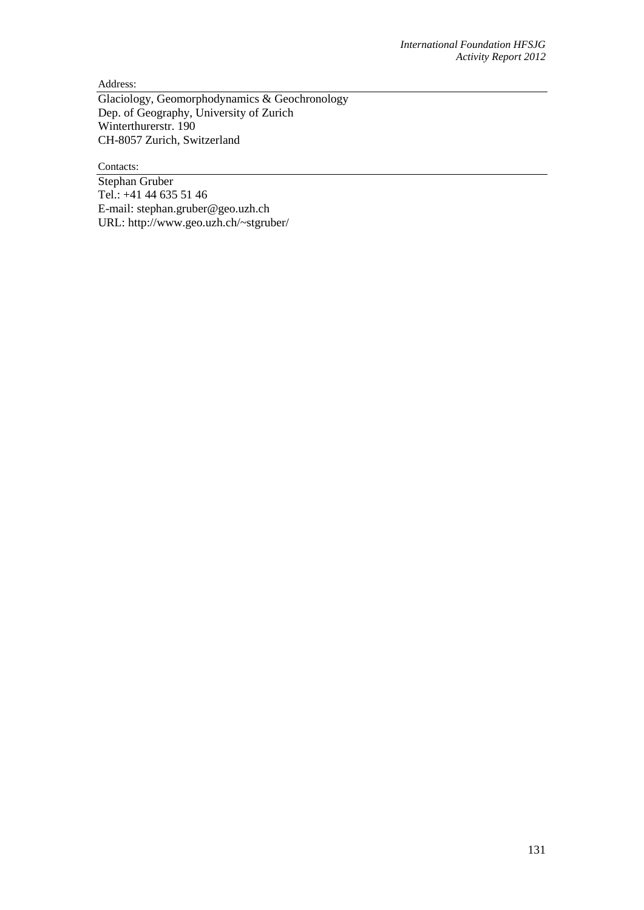Address:

Glaciology, Geomorphodynamics & Geochronology
Dep. of Geography, University of Zurich
Winterthurerstr. 190
CH-8057 Zurich, Switzerland

Contacts:

Stephan Gruber
Tel.: +41 44 635 51 46
E-mail: stephan.gruber@geo.uzh.ch
URL: http://www.geo.uzh.ch/~stgruber/